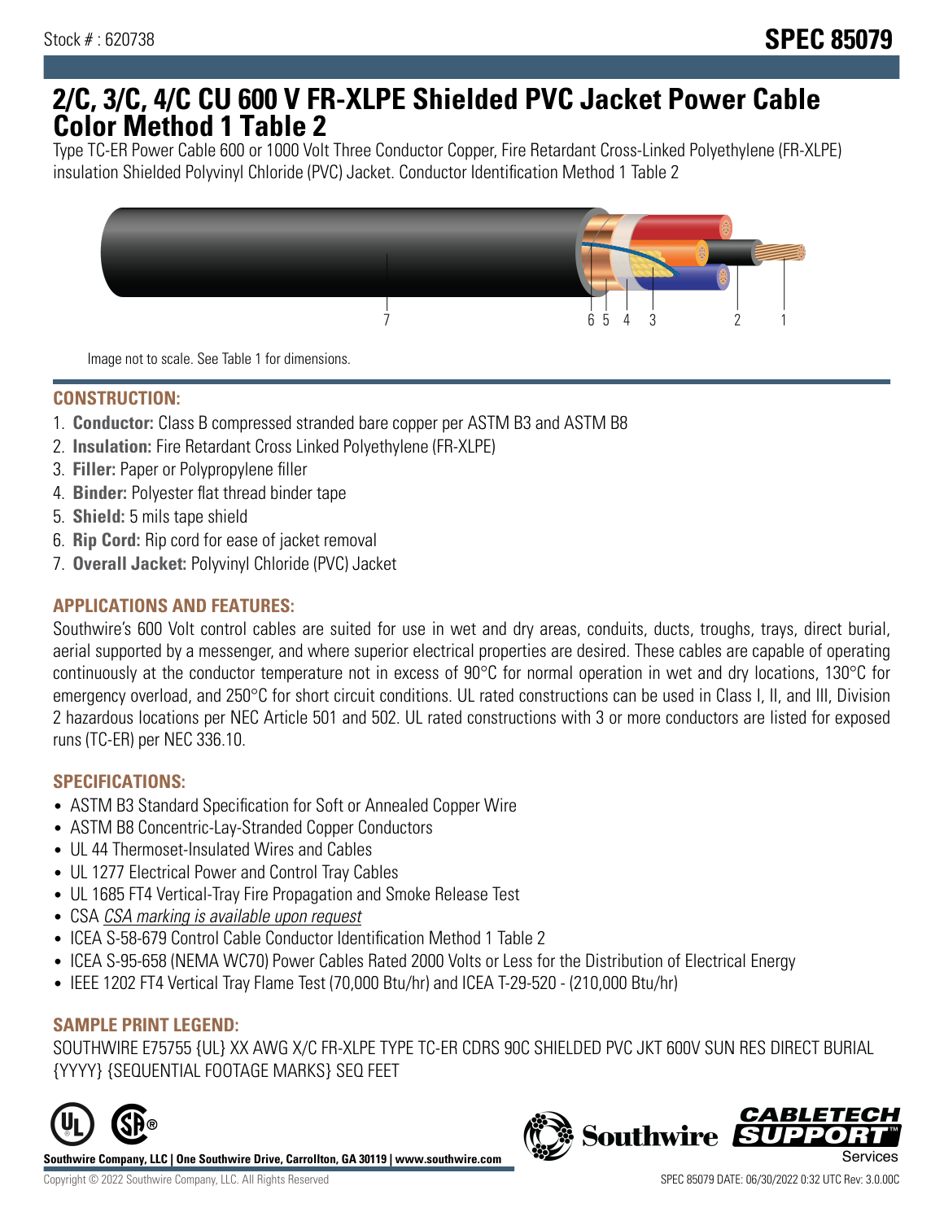Stock # : 620738

# SPEC 85079

# 2/C, 3/C, 4/C CU 600 V FR-XLPE Shielded PVC Jacket Power Cable Color Method 1 Table 2

Type TC-ER Power Cable 600 or 1000 Volt Three Conductor Copper, Fire Retardant Cross-Linked Polyethylene (FR-XLPE) insulation Shielded Polyvinyl Chloride (PVC) Jacket. Conductor Identification Method 1 Table 2

Image not to scale. See Table 1 for dimensions.

## CONSTRUCTION:

1. **Conductor:** Class B compressed stranded bare copper per ASTM B3 and ASTM B8
2. **Insulation:** Fire Retardant Cross Linked Polyethylene (FR-XLPE)
3. **Filler:** Paper or Polypropylene filler
4. **Binder:** Polyester flat thread binder tape
5. **Shield:** 5 mils tape shield
6. **Rip Cord:** Rip cord for ease of jacket removal
7. **Overall Jacket:** Polyvinyl Chloride (PVC) Jacket

## APPLICATIONS AND FEATURES:

Southwire's 600 Volt control cables are suited for use in wet and dry areas, conduits, ducts, troughs, trays, direct burial, aerial supported by a messenger, and where superior electrical properties are desired. These cables are capable of operating continuously at the conductor temperature not in excess of 90°C for normal operation in wet and dry locations, 130°C for emergency overload, and 250°C for short circuit conditions. UL rated constructions can be used in Class I, II, and III, Division 2 hazardous locations per NEC Article 501 and 502. UL rated constructions with 3 or more conductors are listed for exposed runs (TC-ER) per NEC 336.10.

## SPECIFICATIONS:

- ASTM B3 Standard Specification for Soft or Annealed Copper Wire
- ASTM B8 Concentric-Lay-Stranded Copper Conductors
- UL 44 Thermoset-Insulated Wires and Cables
- UL 1277 Electrical Power and Control Tray Cables
- UL 1685 FT4 Vertical-Tray Fire Propagation and Smoke Release Test
- CSA *CSA marking is available upon request*
- ICEA S-58-679 Control Cable Conductor Identification Method 1 Table 2
- ICEA S-95-658 (NEMA WC70) Power Cables Rated 2000 Volts or Less for the Distribution of Electrical Energy
- IEEE 1202 FT4 Vertical Tray Flame Test (70,000 Btu/hr) and ICEA T-29-520 - (210,000 Btu/hr)

## SAMPLE PRINT LEGEND:

SOUTHWIRE E75755 {UL} XX AWG X/C FR-XLPE TYPE TC-ER CDRS 90C SHIELDED PVC JKT 600V SUN RES DIRECT BURIAL {YYYY} {SEQUENTIAL FOOTAGE MARKS} SEQ FEET

**Southwire Company, LLC | One Southwire Drive, Carrollton, GA 30119 | www.southwire.com**

Copyright © 2022 Southwire Company, LLC. All Rights Reserved

SPEC 85079 DATE: 06/30/2022 0:32 UTC Rev: 3.0.00C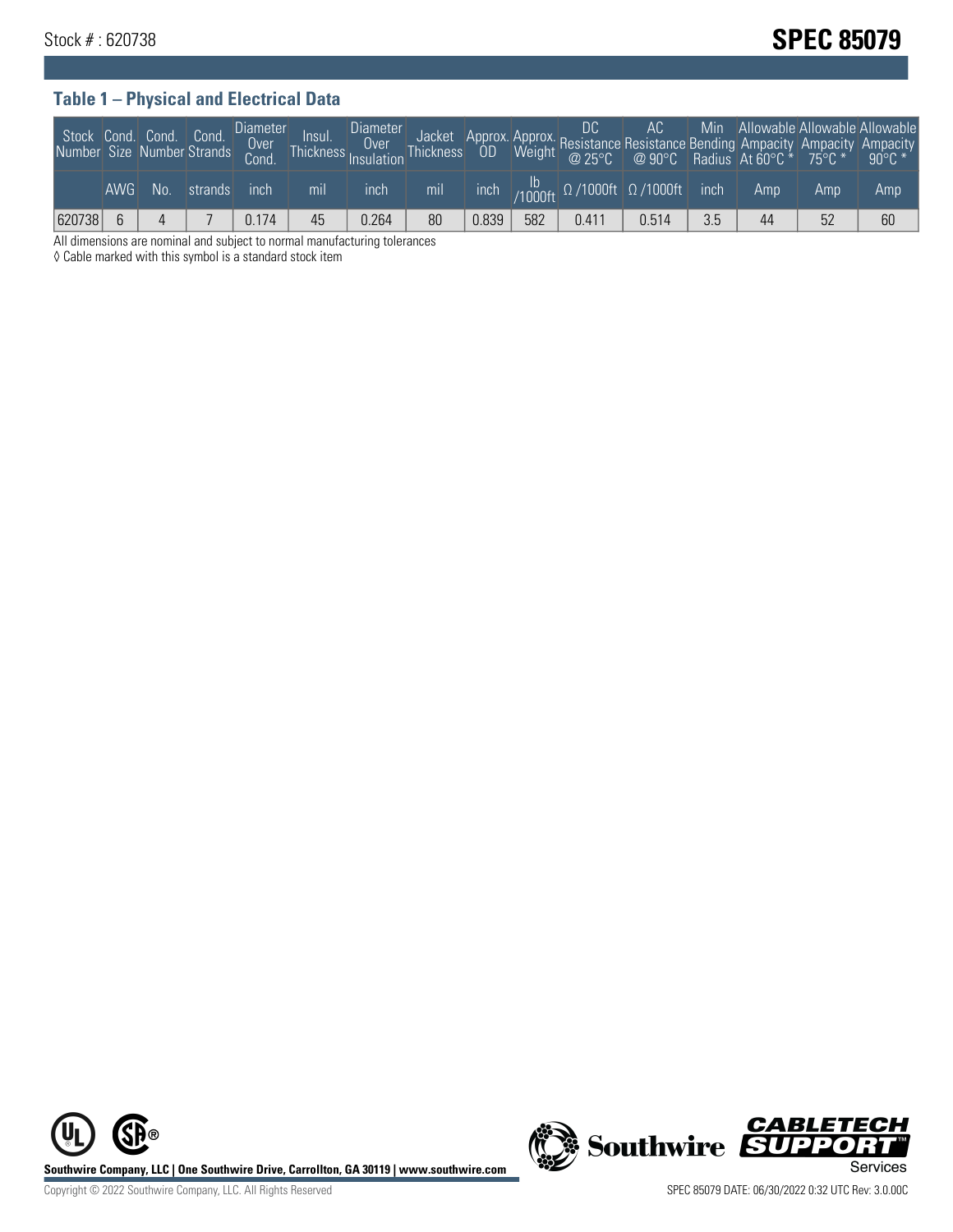## Table 1 – Physical and Electrical Data

| Stock Number | Cond. Size | Cond. Number | Cond. Strands | Diameter Over Cond. | Insul. Thickness | Diameter Over Insulation | Jacket Thickness | Approx. OD | Approx. Weight | DC Resistance @ 25°C | AC Resistance @ 90°C | Min Bending Radius | Allowable Ampacity At 60°C * | Allowable Ampacity 75°C * | Allowable Ampacity 90°C * |
|---|---|---|---|---|---|---|---|---|---|---|---|---|---|---|---|
| | AWG | No. | strands | inch | mil | inch | mil | inch | lb /1000ft | Ω /1000ft | Ω /1000ft | inch | Amp | Amp | Amp |
| 620738 | 6 | 4 | 7 | 0.174 | 45 | 0.264 | 80 | 0.839 | 582 | 0.411 | 0.514 | 3.5 | 44 | 52 | 60 |

All dimensions are nominal and subject to normal manufacturing tolerances

◊ Cable marked with this symbol is a standard stock item

Southwire Company, LLC | One Southwire Drive, Carrollton, GA 30119 | www.southwire.com

Copyright © 2022 Southwire Company, LLC. All Rights Reserved

SPEC 85079 DATE: 06/30/2022 0:32 UTC Rev: 3.0.00C